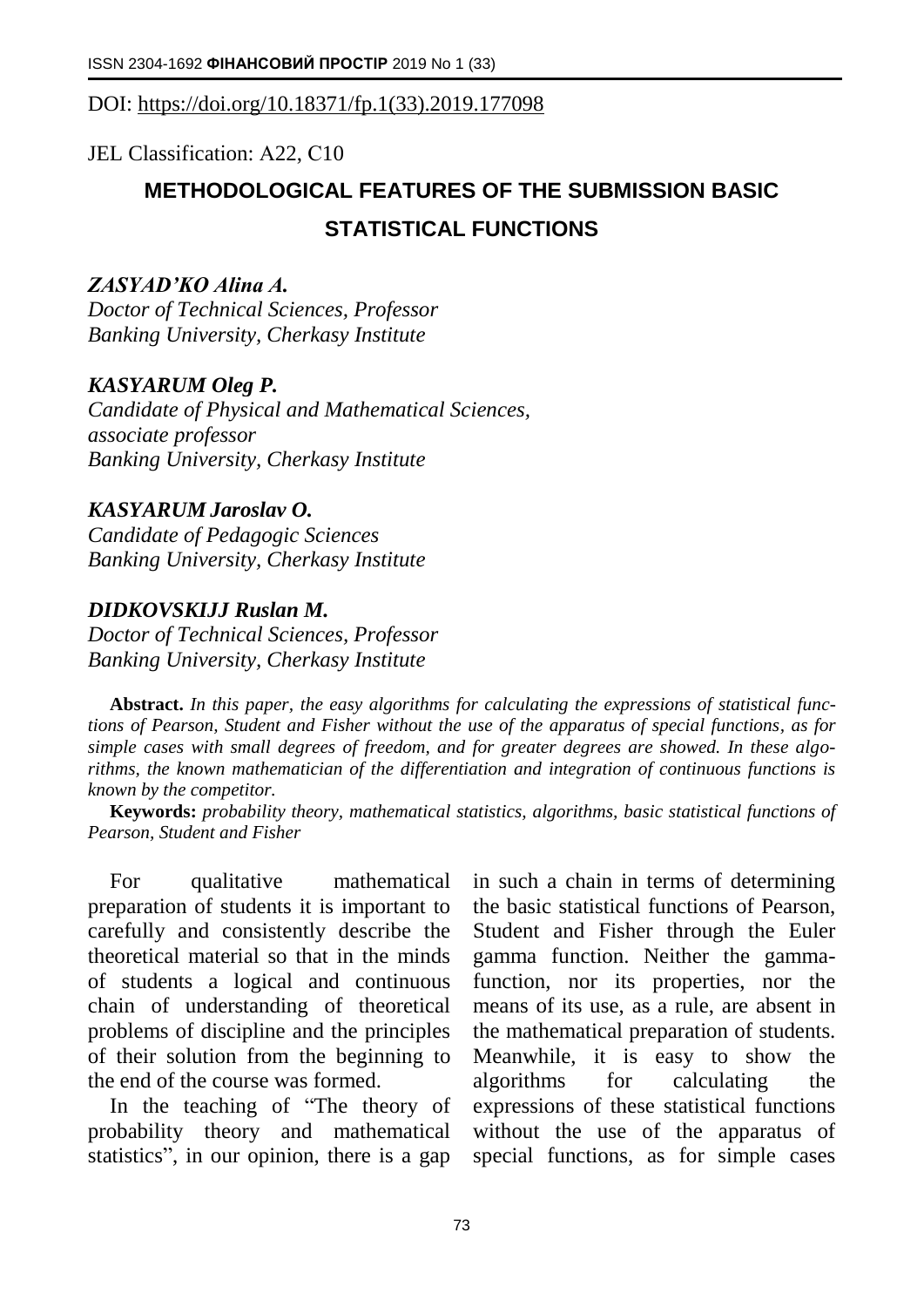DOI: https://doi.org/10.18371/fp.1(33).2019.177098

JEL Classification: A22, C10

# METHODOLOGICAL FEATURES OF THE SUBMISSION BASIC STATISTICAL FUNCTIONS

***ZASYAD'KO Alina A.***
*Doctor of Technical Sciences, Professor*
*Banking University, Cherkasy Institute*

***KASYARUM Oleg P.***
*Candidate of Physical and Mathematical Sciences, associate professor*
*Banking University, Cherkasy Institute*

***KASYARUM Jaroslav O.***
*Candidate of Pedagogic Sciences*
*Banking University, Cherkasy Institute*

***DIDKOVSKIJJ Ruslan M.***
*Doctor of Technical Sciences, Professor*
*Banking University, Cherkasy Institute*

**Abstract.** *In this paper, the easy algorithms for calculating the expressions of statistical functions of Pearson, Student and Fisher without the use of the apparatus of special functions, as for simple cases with small degrees of freedom, and for greater degrees are showed. In these algorithms, the known mathematician of the differentiation and integration of continuous functions is known by the competitor.*

**Keywords:** *probability theory, mathematical statistics, algorithms, basic statistical functions of Pearson, Student and Fisher*

For qualitative mathematical preparation of students it is important to carefully and consistently describe the theoretical material so that in the minds of students a logical and continuous chain of understanding of theoretical problems of discipline and the principles of their solution from the beginning to the end of the course was formed.

In the teaching of "The theory of probability theory and mathematical statistics", in our opinion, there is a gap in such a chain in terms of determining the basic statistical functions of Pearson, Student and Fisher through the Euler gamma function. Neither the gamma-function, nor its properties, nor the means of its use, as a rule, are absent in the mathematical preparation of students. Meanwhile, it is easy to show the algorithms for calculating the expressions of these statistical functions without the use of the apparatus of special functions, as for simple cases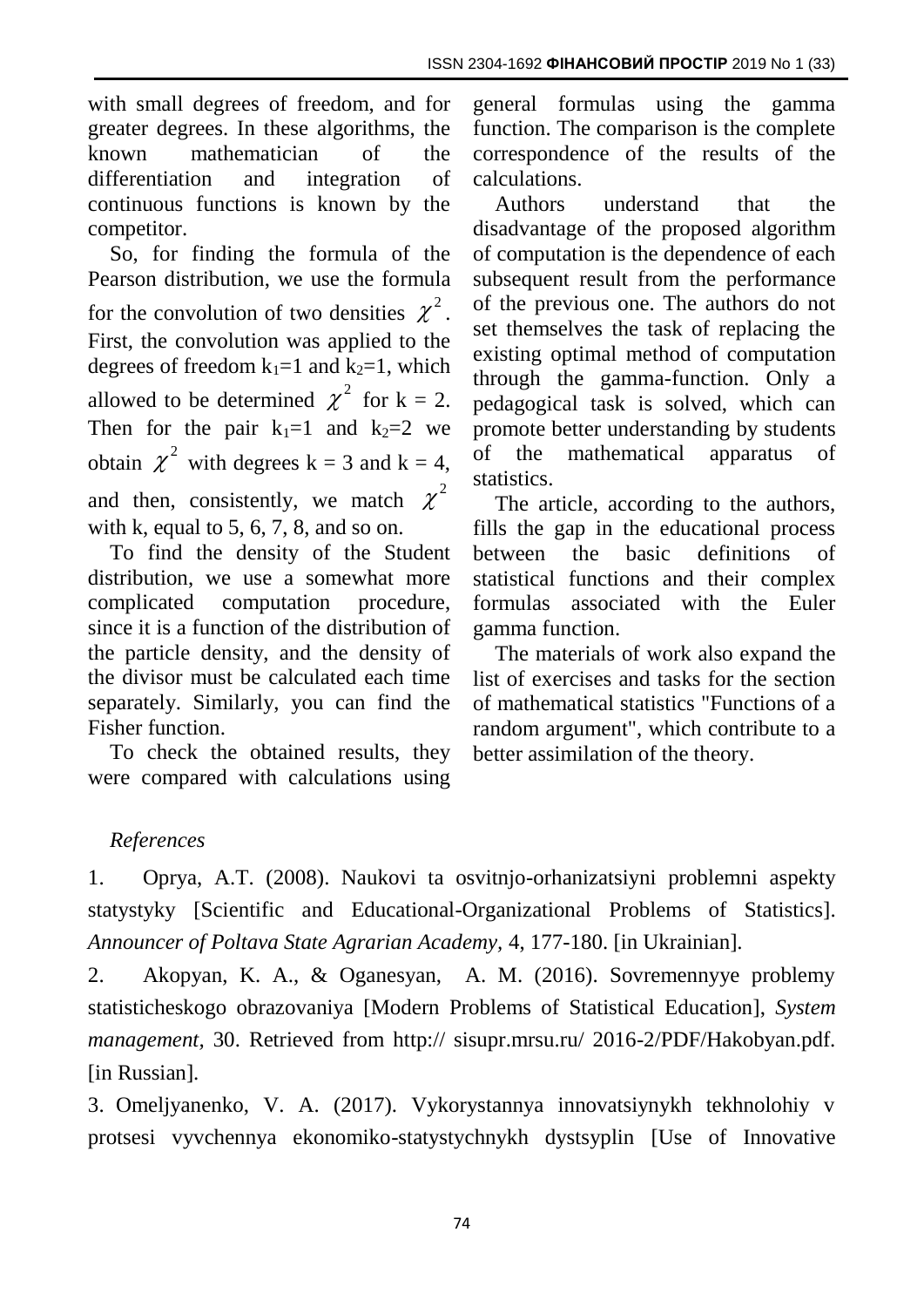with small degrees of freedom, and for greater degrees. In these algorithms, the known mathematician of the differentiation and integration of continuous functions is known by the competitor.

So, for finding the formula of the Pearson distribution, we use the formula for the convolution of two densities $\chi^2$. First, the convolution was applied to the degrees of freedom $k_1=1$ and $k_2=1$, which allowed to be determined $\chi^2$ for k = 2. Then for the pair $k_1=1$ and $k_2=2$ we obtain $\chi^2$ with degrees k = 3 and k = 4, and then, consistently, we match $\chi^2$ with k, equal to 5, 6, 7, 8, and so on.

To find the density of the Student distribution, we use a somewhat more complicated computation procedure, since it is a function of the distribution of the particle density, and the density of the divisor must be calculated each time separately. Similarly, you can find the Fisher function.

To check the obtained results, they were compared with calculations using general formulas using the gamma function. The comparison is the complete correspondence of the results of the calculations.

Authors understand that the disadvantage of the proposed algorithm of computation is the dependence of each subsequent result from the performance of the previous one. The authors do not set themselves the task of replacing the existing optimal method of computation through the gamma-function. Only a pedagogical task is solved, which can promote better understanding by students of the mathematical apparatus of statistics.

The article, according to the authors, fills the gap in the educational process between the basic definitions of statistical functions and their complex formulas associated with the Euler gamma function.

The materials of work also expand the list of exercises and tasks for the section of mathematical statistics "Functions of a random argument", which contribute to a better assimilation of the theory.

*References*

1. Oprya, A.T. (2008). Naukovi ta osvitnjo-orhanizatsiyni problemni aspekty statystyky [Scientific and Educational-Organizational Problems of Statistics]. *Announcer of Poltava State Agrarian Academy*, 4, 177-180. [in Ukrainian].

2. Akopyan, K. A., & Oganesyan, A. M. (2016). Sovremennyye problemy statisticheskogo obrazovaniya [Modern Problems of Statistical Education], *System management*, 30. Retrieved from http:// sisupr.mrsu.ru/ 2016-2/PDF/Hakobyan.pdf. [in Russian].

3. Omeljyanenko, V. A. (2017). Vykorystannya innovatsiynykh tekhnolohiy v protsesi vyvchennya ekonomiko-statystychnykh dystsyplin [Use of Innovative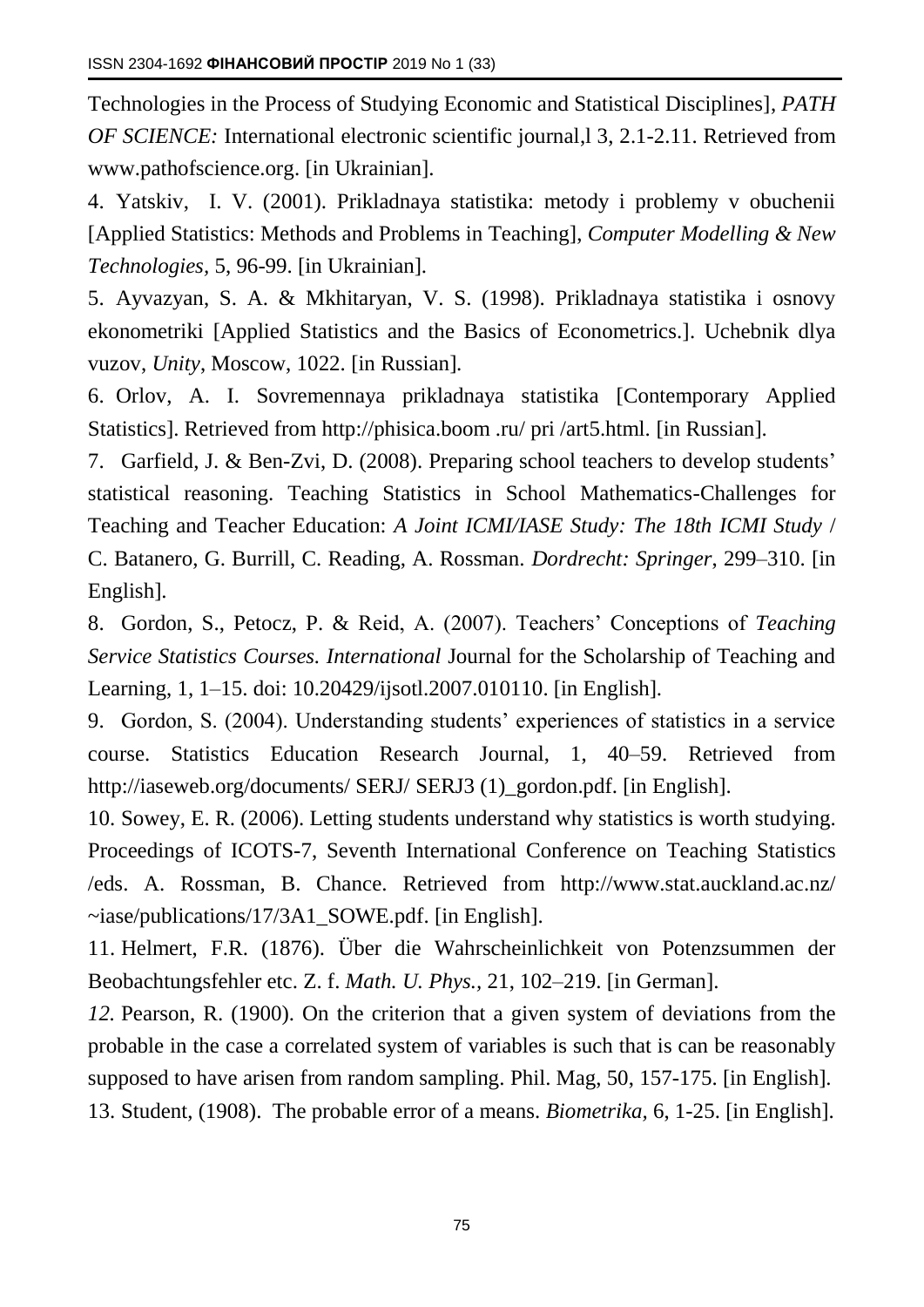Technologies in the Process of Studying Economic and Statistical Disciplines], *PATH OF SCIENCE:* International electronic scientific journal,l 3, 2.1-2.11. Retrieved from www.pathofscience.org. [in Ukrainian].

4. Yatskiv, I. V. (2001). Prikladnaya statistika: metody i problemy v obuchenii [Applied Statistics: Methods and Problems in Teaching], *Computer Modelling & New Technologies,* 5, 96-99. [in Ukrainian].

5. Ayvazyan, S. A. & Mkhitaryan, V. S. (1998). Prikladnaya statistika i osnovy ekonometriki [Applied Statistics and the Basics of Econometrics.]. Uchebnik dlya vuzov, *Unity*, Moscow, 1022. [in Russian].

6. Orlov, A. I. Sovremennaya prikladnaya statistika [Contemporary Applied Statistics]. Retrieved from http://phisica.boom .ru/ pri /art5.html. [in Russian].

7. Garfield, J. & Ben-Zvi, D. (2008). Preparing school teachers to develop students' statistical reasoning. Teaching Statistics in School Mathematics-Challenges for Teaching and Teacher Education: *A Joint ICMI/IASE Study: The 18th ICMI Study* / C. Batanero, G. Burrill, C. Reading, A. Rossman. *Dordrecht: Springer,* 299–310. [in English].

8. Gordon, S., Petocz, P. & Reid, A. (2007). Teachers' Conceptions of *Teaching Service Statistics Courses. International* Journal for the Scholarship of Teaching and Learning, 1, 1–15. doi: 10.20429/ijsotl.2007.010110. [in English].

9. Gordon, S. (2004). Understanding students' experiences of statistics in a service course. Statistics Education Research Journal, 1, 40–59. Retrieved from http://iaseweb.org/documents/ SERJ/ SERJ3 (1)_gordon.pdf. [in English].

10. Sowey, E. R. (2006). Letting students understand why statistics is worth studying. Proceedings of ICOTS-7, Seventh International Conference on Teaching Statistics /eds. A. Rossman, B. Chance. Retrieved from http://www.stat.auckland.ac.nz/ ~iase/publications/17/3A1_SOWE.pdf. [in English].

11. Helmert, F.R. (1876). Über die Wahrscheinlichkeit von Potenzsummen der Beobachtungsfehler etc. Z. f. *Math. U. Phys.*, 21, 102–219. [in German].

*12.* Pearson, R. (1900). On the criterion that a given system of deviations from the probable in the case a correlated system of variables is such that is can be reasonably supposed to have arisen from random sampling. Phil. Mag, 50, 157-175. [in English].

13. Student, (1908). The probable error of a means. *Biometrika,* 6, 1-25. [in English].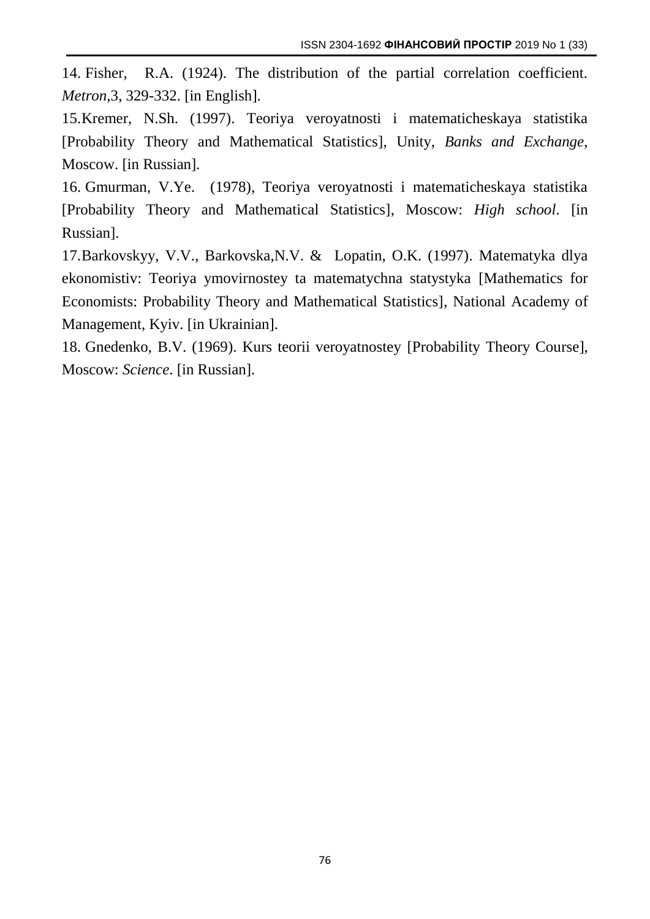14. Fisher, R.A. (1924). The distribution of the partial correlation coefficient. *Metron*,3, 329-332. [in English].

15.Kremer, N.Sh. (1997). Teoriya veroyatnosti i matematicheskaya statistika [Probability Theory and Mathematical Statistics], Unity, *Banks and Exchange*, Moscow. [in Russian].

16. Gmurman, V.Ye. (1978), Teoriya veroyatnosti i matematicheskaya statistika [Probability Theory and Mathematical Statistics], Moscow: *High school*. [in Russian].

17.Barkovskyy, V.V., Barkovska,N.V. & Lopatin, O.K. (1997). Matematyka dlya ekonomistiv: Teoriya ymovirnostey ta matematychna statystyka [Mathematics for Economists: Probability Theory and Mathematical Statistics], National Academy of Management, Kyiv. [in Ukrainian].

18. Gnedenko, B.V. (1969). Kurs teorii veroyatnostey [Probability Theory Course], Moscow: *Science*. [in Russian].